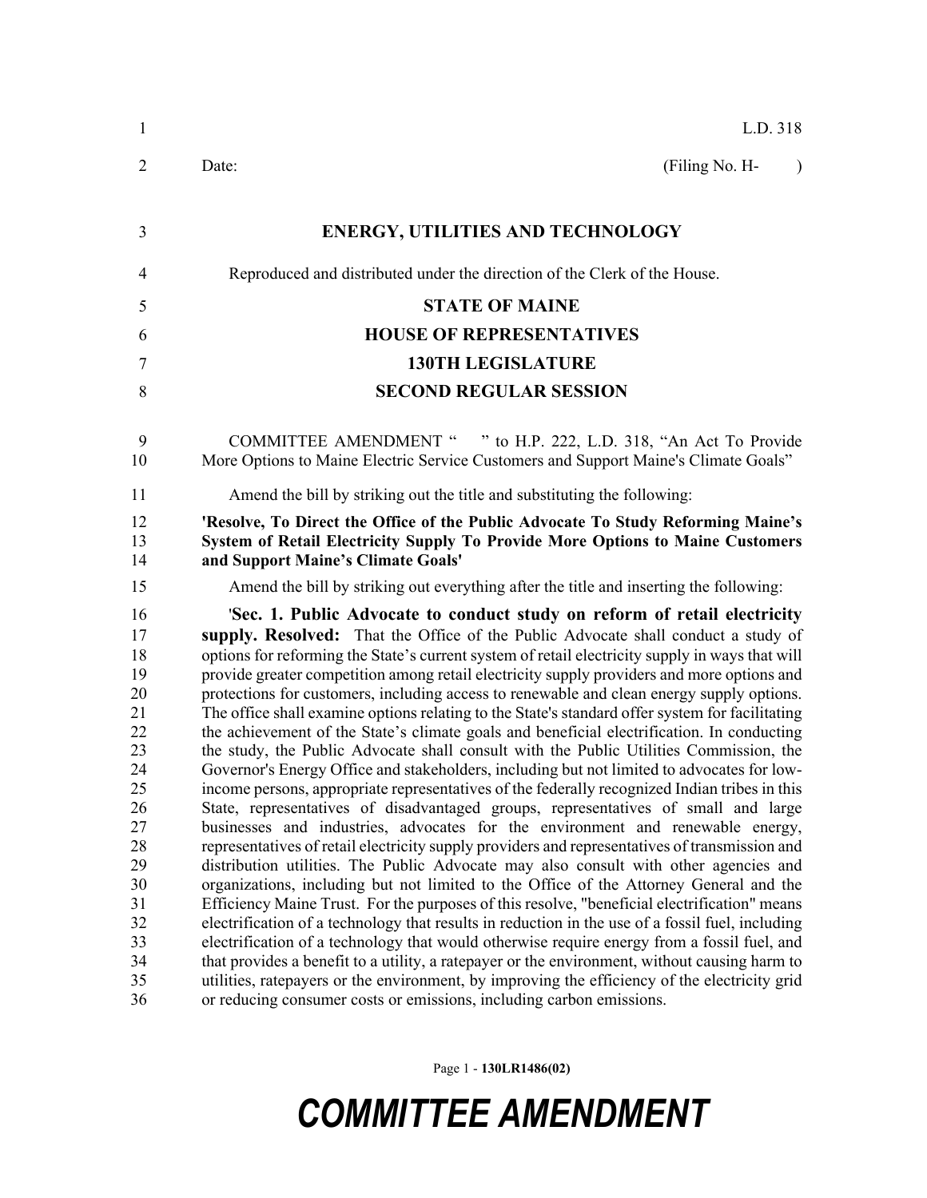L.D. 318

Date: (Filing No. H- )

## ENERGY, UTILITIES AND TECHNOLOGY

Reproduced and distributed under the direction of the Clerk of the House.

## STATE OF MAINE
## HOUSE OF REPRESENTATIVES
## 130TH LEGISLATURE
## SECOND REGULAR SESSION

COMMITTEE AMENDMENT " " to H.P. 222, L.D. 318, "An Act To Provide More Options to Maine Electric Service Customers and Support Maine's Climate Goals"

Amend the bill by striking out the title and substituting the following:

**'Resolve, To Direct the Office of the Public Advocate To Study Reforming Maine's System of Retail Electricity Supply To Provide More Options to Maine Customers and Support Maine's Climate Goals'**

Amend the bill by striking out everything after the title and inserting the following:

'**Sec. 1. Public Advocate to conduct study on reform of retail electricity supply. Resolved:** That the Office of the Public Advocate shall conduct a study of options for reforming the State's current system of retail electricity supply in ways that will provide greater competition among retail electricity supply providers and more options and protections for customers, including access to renewable and clean energy supply options. The office shall examine options relating to the State's standard offer system for facilitating the achievement of the State's climate goals and beneficial electrification. In conducting the study, the Public Advocate shall consult with the Public Utilities Commission, the Governor's Energy Office and stakeholders, including but not limited to advocates for low-income persons, appropriate representatives of the federally recognized Indian tribes in this State, representatives of disadvantaged groups, representatives of small and large businesses and industries, advocates for the environment and renewable energy, representatives of retail electricity supply providers and representatives of transmission and distribution utilities. The Public Advocate may also consult with other agencies and organizations, including but not limited to the Office of the Attorney General and the Efficiency Maine Trust. For the purposes of this resolve, "beneficial electrification" means electrification of a technology that results in reduction in the use of a fossil fuel, including electrification of a technology that would otherwise require energy from a fossil fuel, and that provides a benefit to a utility, a ratepayer or the environment, without causing harm to utilities, ratepayers or the environment, by improving the efficiency of the electricity grid or reducing consumer costs or emissions, including carbon emissions.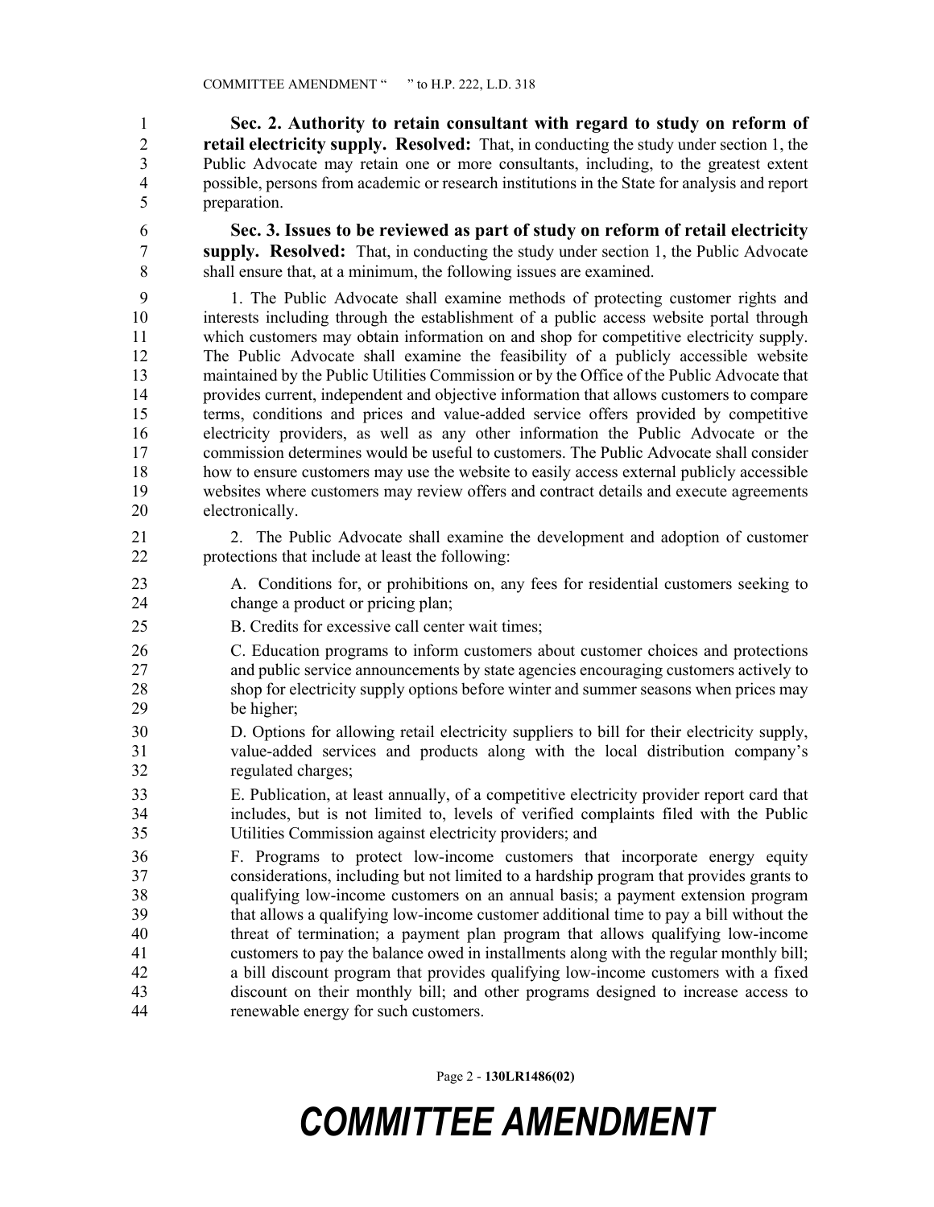**Sec. 2. Authority to retain consultant with regard to study on reform of retail electricity supply. Resolved:** That, in conducting the study under section 1, the Public Advocate may retain one or more consultants, including, to the greatest extent possible, persons from academic or research institutions in the State for analysis and report preparation.

**Sec. 3. Issues to be reviewed as part of study on reform of retail electricity supply. Resolved:** That, in conducting the study under section 1, the Public Advocate shall ensure that, at a minimum, the following issues are examined.

1. The Public Advocate shall examine methods of protecting customer rights and interests including through the establishment of a public access website portal through which customers may obtain information on and shop for competitive electricity supply. The Public Advocate shall examine the feasibility of a publicly accessible website maintained by the Public Utilities Commission or by the Office of the Public Advocate that provides current, independent and objective information that allows customers to compare terms, conditions and prices and value-added service offers provided by competitive electricity providers, as well as any other information the Public Advocate or the commission determines would be useful to customers. The Public Advocate shall consider how to ensure customers may use the website to easily access external publicly accessible websites where customers may review offers and contract details and execute agreements electronically.

2. The Public Advocate shall examine the development and adoption of customer protections that include at least the following:

A. Conditions for, or prohibitions on, any fees for residential customers seeking to change a product or pricing plan;

B. Credits for excessive call center wait times;

C. Education programs to inform customers about customer choices and protections and public service announcements by state agencies encouraging customers actively to shop for electricity supply options before winter and summer seasons when prices may be higher;

D. Options for allowing retail electricity suppliers to bill for their electricity supply, value-added services and products along with the local distribution company's regulated charges;

E. Publication, at least annually, of a competitive electricity provider report card that includes, but is not limited to, levels of verified complaints filed with the Public Utilities Commission against electricity providers; and

F. Programs to protect low-income customers that incorporate energy equity considerations, including but not limited to a hardship program that provides grants to qualifying low-income customers on an annual basis; a payment extension program that allows a qualifying low-income customer additional time to pay a bill without the threat of termination; a payment plan program that allows qualifying low-income customers to pay the balance owed in installments along with the regular monthly bill; a bill discount program that provides qualifying low-income customers with a fixed discount on their monthly bill; and other programs designed to increase access to renewable energy for such customers.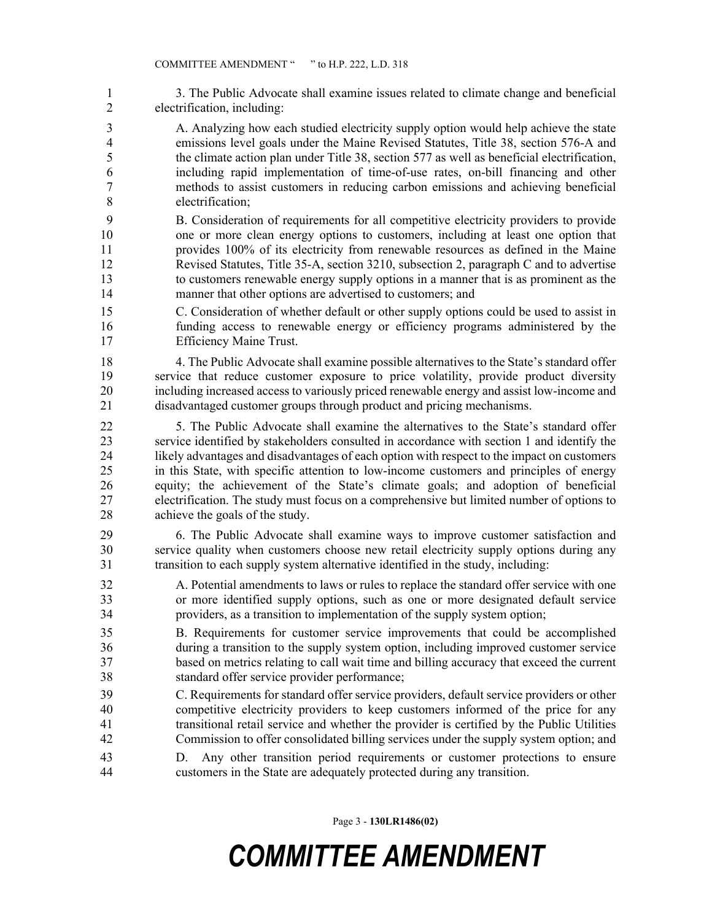3. The Public Advocate shall examine issues related to climate change and beneficial electrification, including:

A. Analyzing how each studied electricity supply option would help achieve the state emissions level goals under the Maine Revised Statutes, Title 38, section 576-A and the climate action plan under Title 38, section 577 as well as beneficial electrification, including rapid implementation of time-of-use rates, on-bill financing and other methods to assist customers in reducing carbon emissions and achieving beneficial electrification;

B. Consideration of requirements for all competitive electricity providers to provide one or more clean energy options to customers, including at least one option that provides 100% of its electricity from renewable resources as defined in the Maine Revised Statutes, Title 35-A, section 3210, subsection 2, paragraph C and to advertise to customers renewable energy supply options in a manner that is as prominent as the manner that other options are advertised to customers; and

C. Consideration of whether default or other supply options could be used to assist in funding access to renewable energy or efficiency programs administered by the Efficiency Maine Trust.

4. The Public Advocate shall examine possible alternatives to the State's standard offer service that reduce customer exposure to price volatility, provide product diversity including increased access to variously priced renewable energy and assist low-income and disadvantaged customer groups through product and pricing mechanisms.

5. The Public Advocate shall examine the alternatives to the State's standard offer service identified by stakeholders consulted in accordance with section 1 and identify the likely advantages and disadvantages of each option with respect to the impact on customers in this State, with specific attention to low-income customers and principles of energy equity; the achievement of the State's climate goals; and adoption of beneficial electrification. The study must focus on a comprehensive but limited number of options to achieve the goals of the study.

6. The Public Advocate shall examine ways to improve customer satisfaction and service quality when customers choose new retail electricity supply options during any transition to each supply system alternative identified in the study, including:

A. Potential amendments to laws or rules to replace the standard offer service with one or more identified supply options, such as one or more designated default service providers, as a transition to implementation of the supply system option;

B. Requirements for customer service improvements that could be accomplished during a transition to the supply system option, including improved customer service based on metrics relating to call wait time and billing accuracy that exceed the current standard offer service provider performance;

C. Requirements for standard offer service providers, default service providers or other competitive electricity providers to keep customers informed of the price for any transitional retail service and whether the provider is certified by the Public Utilities Commission to offer consolidated billing services under the supply system option; and

D. Any other transition period requirements or customer protections to ensure customers in the State are adequately protected during any transition.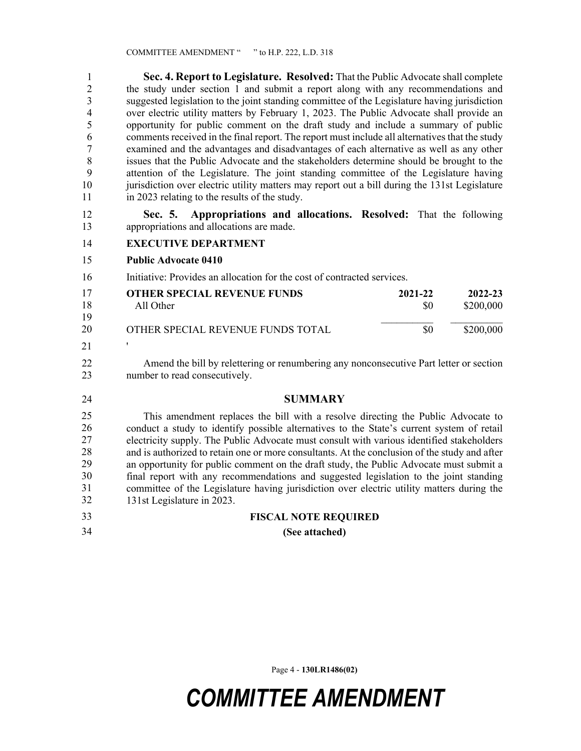**Sec. 4. Report to Legislature. Resolved:** That the Public Advocate shall complete the study under section 1 and submit a report along with any recommendations and suggested legislation to the joint standing committee of the Legislature having jurisdiction over electric utility matters by February 1, 2023. The Public Advocate shall provide an opportunity for public comment on the draft study and include a summary of public comments received in the final report. The report must include all alternatives that the study examined and the advantages and disadvantages of each alternative as well as any other issues that the Public Advocate and the stakeholders determine should be brought to the attention of the Legislature. The joint standing committee of the Legislature having jurisdiction over electric utility matters may report out a bill during the 131st Legislature in 2023 relating to the results of the study.

**Sec. 5. Appropriations and allocations. Resolved:** That the following appropriations and allocations are made.

**EXECUTIVE DEPARTMENT**

**Public Advocate 0410**

Initiative: Provides an allocation for the cost of contracted services.

| | | |
|---|---|---|
| **OTHER SPECIAL REVENUE FUNDS** | **2021-22** | **2022-23** |
| All Other | $0 | $200,000 |
| OTHER SPECIAL REVENUE FUNDS TOTAL | $0 | $200,000 |

'

Amend the bill by relettering or renumbering any nonconsecutive Part letter or section number to read consecutively.

## SUMMARY

This amendment replaces the bill with a resolve directing the Public Advocate to conduct a study to identify possible alternatives to the State's current system of retail electricity supply. The Public Advocate must consult with various identified stakeholders and is authorized to retain one or more consultants. At the conclusion of the study and after an opportunity for public comment on the draft study, the Public Advocate must submit a final report with any recommendations and suggested legislation to the joint standing committee of the Legislature having jurisdiction over electric utility matters during the 131st Legislature in 2023.

**FISCAL NOTE REQUIRED**

**(See attached)**